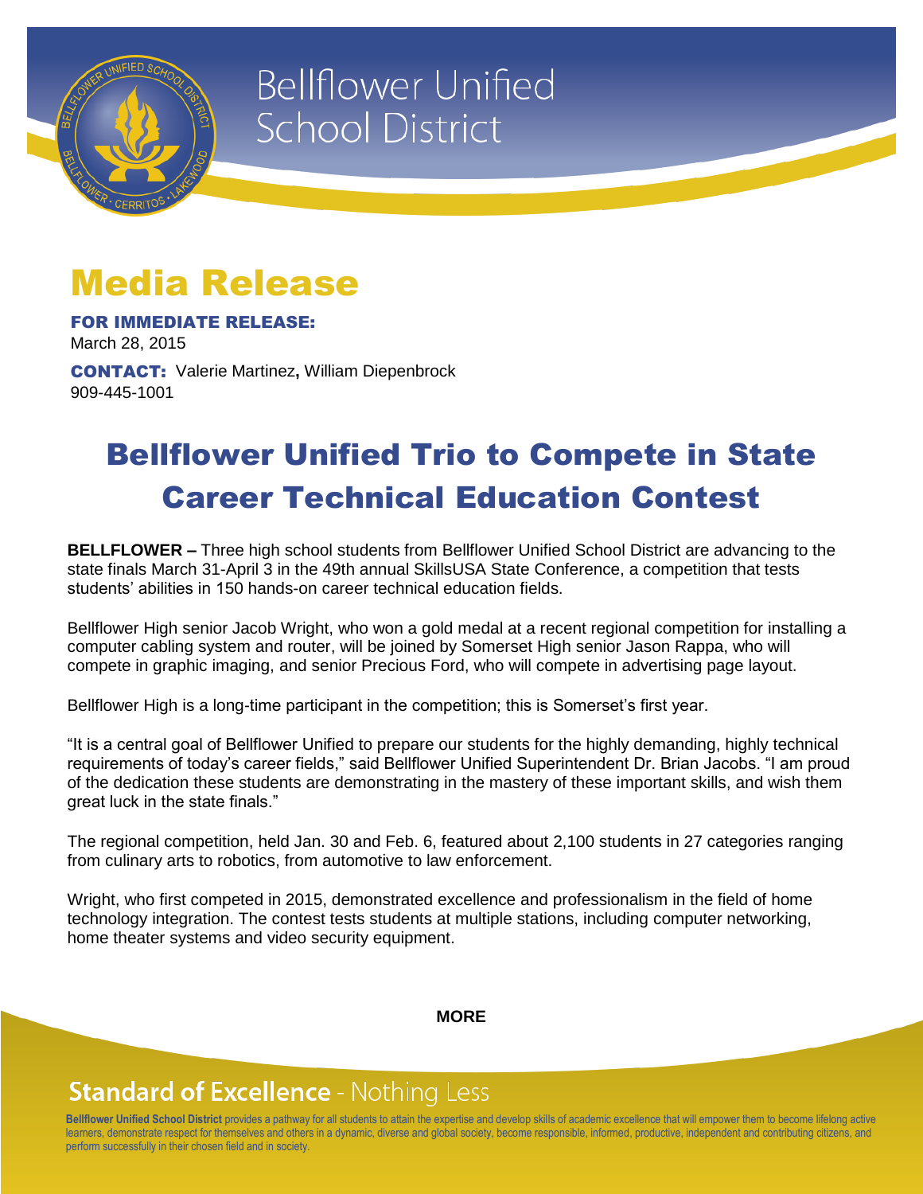# Bellflower Unified School District

# Media Release

**FOR IMMEDIATE RELEASE:**
March 28, 2015

**CONTACT:** Valerie Martinez**,** William Diepenbrock
909-445-1001

## Bellflower Unified Trio to Compete in State Career Technical Education Contest

**BELLFLOWER –** Three high school students from Bellflower Unified School District are advancing to the state finals March 31-April 3 in the 49th annual SkillsUSA State Conference, a competition that tests students' abilities in 150 hands-on career technical education fields.

Bellflower High senior Jacob Wright, who won a gold medal at a recent regional competition for installing a computer cabling system and router, will be joined by Somerset High senior Jason Rappa, who will compete in graphic imaging, and senior Precious Ford, who will compete in advertising page layout.

Bellflower High is a long-time participant in the competition; this is Somerset's first year.

"It is a central goal of Bellflower Unified to prepare our students for the highly demanding, highly technical requirements of today's career fields," said Bellflower Unified Superintendent Dr. Brian Jacobs. "I am proud of the dedication these students are demonstrating in the mastery of these important skills, and wish them great luck in the state finals."

The regional competition, held Jan. 30 and Feb. 6, featured about 2,100 students in 27 categories ranging from culinary arts to robotics, from automotive to law enforcement.

Wright, who first competed in 2015, demonstrated excellence and professionalism in the field of home technology integration. The contest tests students at multiple stations, including computer networking, home theater systems and video security equipment.

**MORE**

**Standard of Excellence** - Nothing Less

**Bellflower Unified School District** provides a pathway for all students to attain the expertise and develop skills of academic excellence that will empower them to become lifelong active learners, demonstrate respect for themselves and others in a dynamic, diverse and global society, become responsible, informed, productive, independent and contributing citizens, and perform successfully in their chosen field and in society.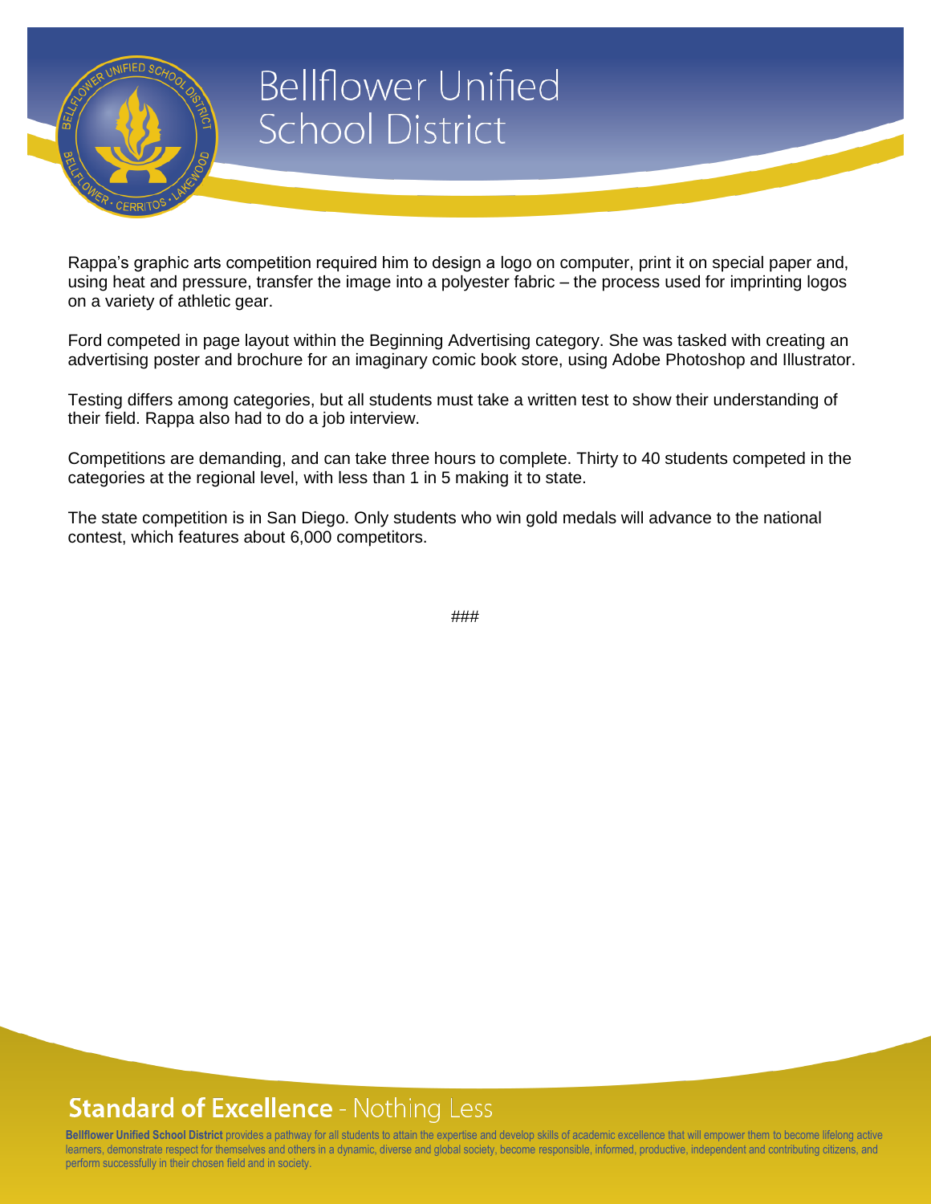Rappa's graphic arts competition required him to design a logo on computer, print it on special paper and, using heat and pressure, transfer the image into a polyester fabric – the process used for imprinting logos on a variety of athletic gear.

Ford competed in page layout within the Beginning Advertising category. She was tasked with creating an advertising poster and brochure for an imaginary comic book store, using Adobe Photoshop and Illustrator.

Testing differs among categories, but all students must take a written test to show their understanding of their field. Rappa also had to do a job interview.

Competitions are demanding, and can take three hours to complete. Thirty to 40 students competed in the categories at the regional level, with less than 1 in 5 making it to state.

The state competition is in San Diego. Only students who win gold medals will advance to the national contest, which features about 6,000 competitors.

###

## Standard of Excellence - Nothing Less

**Bellflower Unified School District** provides a pathway for all students to attain the expertise and develop skills of academic excellence that will empower them to become lifelong active learners, demonstrate respect for themselves and others in a dynamic, diverse and global society, become responsible, informed, productive, independent and contributing citizens, and perform successfully in their chosen field and in society.